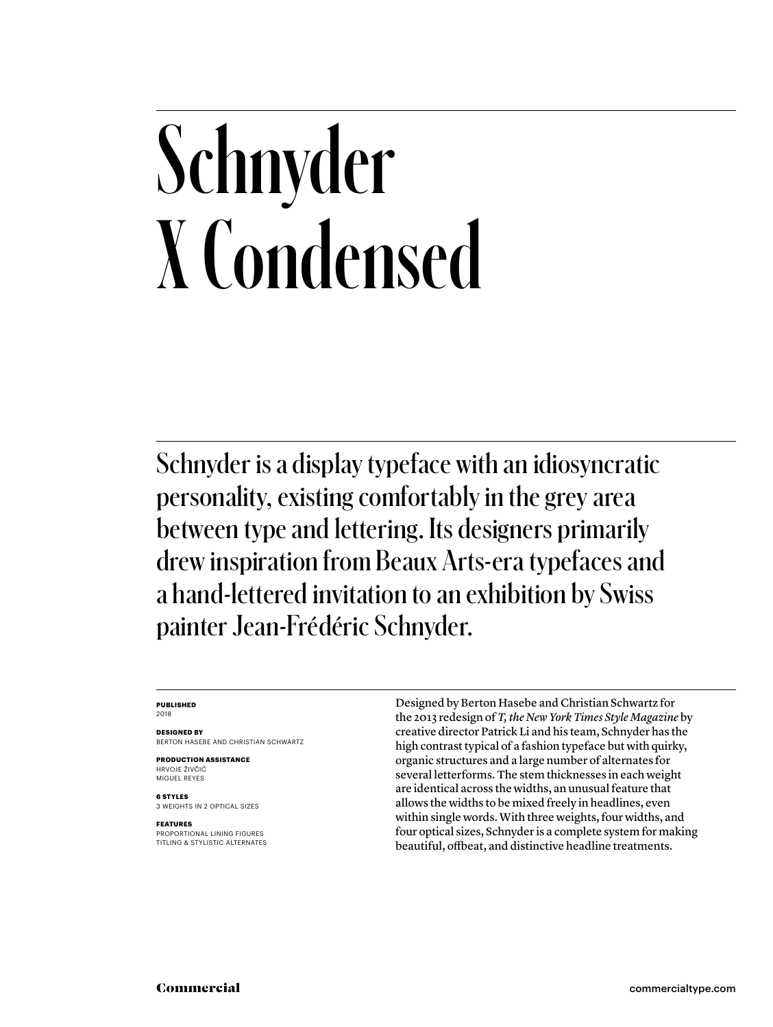# Schnyder X Condensed

Schnyder is a display typeface with an idiosyncratic personality, existing comfortably in the grey area between type and lettering. Its designers primarily drew inspiration from Beaux Arts-era typefaces and a hand-lettered invitation to an exhibition by Swiss painter Jean-Frédéric Schnyder.

**PUBLISHED**
2018

**DESIGNED BY**
BERTON HASEBE AND CHRISTIAN SCHWARTZ

**PRODUCTION ASSISTANCE**
HRVOJE ŽIVČIĆ
MIGUEL REYES

**6 STYLES**
3 WEIGHTS IN 2 OPTICAL SIZES

**FEATURES**
PROPORTIONAL LINING FIGURES
TITLING & STYLISTIC ALTERNATES

Designed by Berton Hasebe and Christian Schwartz for the 2013 redesign of *T, the New York Times Style Magazine* by creative director Patrick Li and his team, Schnyder has the high contrast typical of a fashion typeface but with quirky, organic structures and a large number of alternates for several letterforms. The stem thicknesses in each weight are identical across the widths, an unusual feature that allows the widths to be mixed freely in headlines, even within single words. With three weights, four widths, and four optical sizes, Schnyder is a complete system for making beautiful, offbeat, and distinctive headline treatments.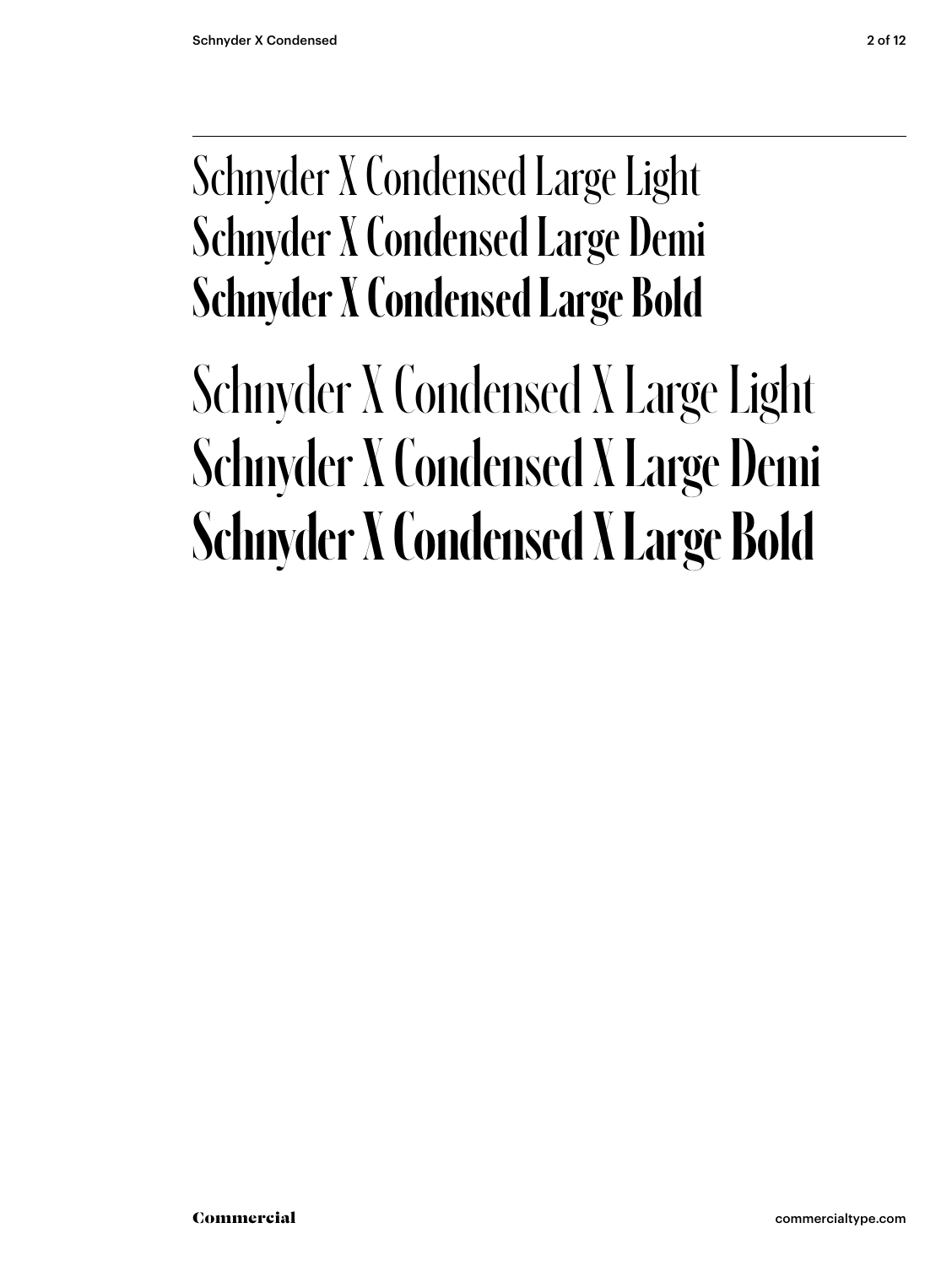Schnyder X Condensed Large Light
**Schnyder X Condensed Large Demi**
**Schnyder X Condensed Large Bold**

Schnyder X Condensed X Large Light
**Schnyder X Condensed X Large Demi**
**Schnyder X Condensed X Large Bold**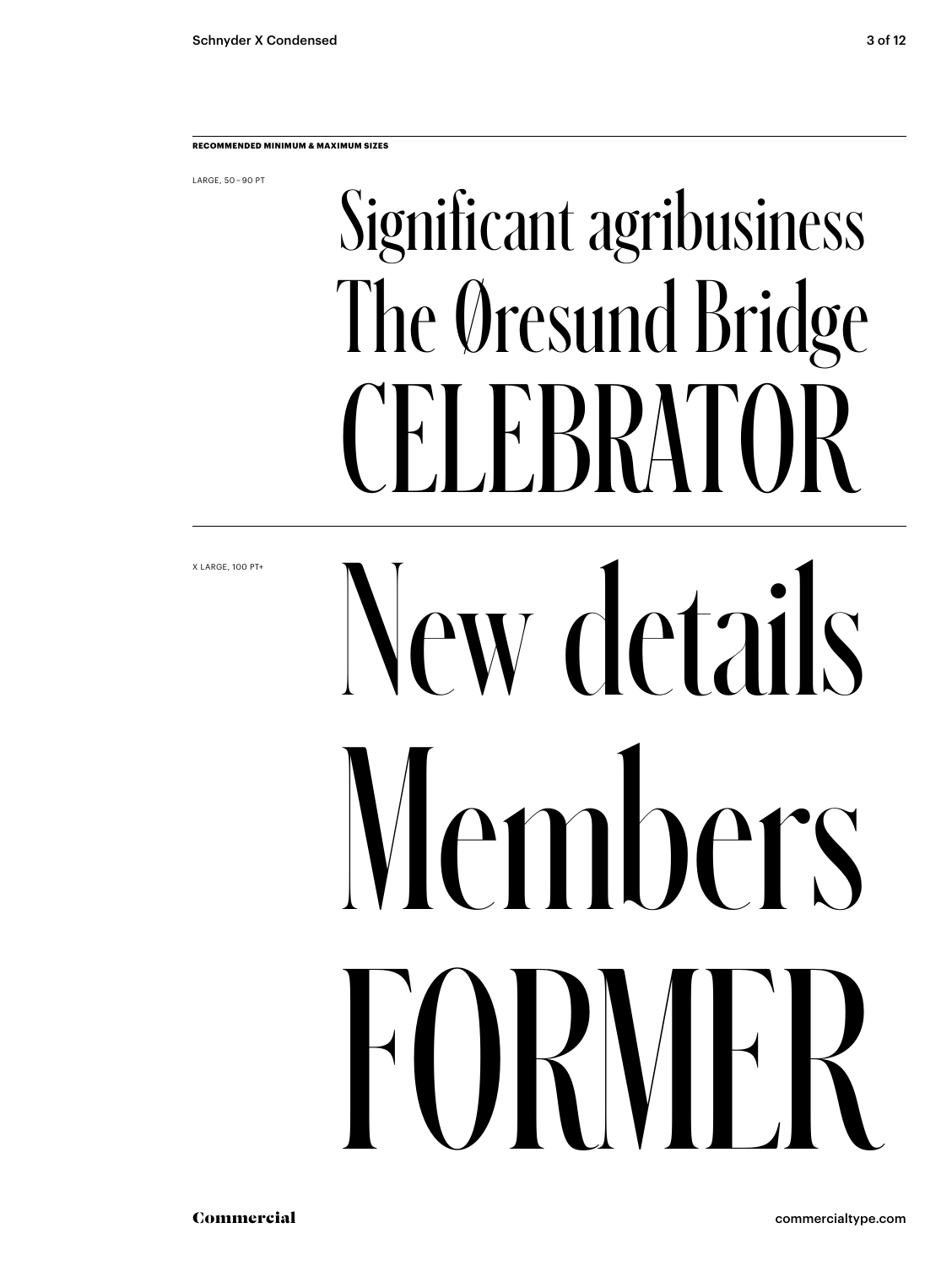**RECOMMENDED MINIMUM & MAXIMUM SIZES**

LARGE, 50 – 90 PT

Significant agribusiness
The Øresund Bridge
CELEBRATOR

X LARGE, 100 PT+

New details
Members
FORMER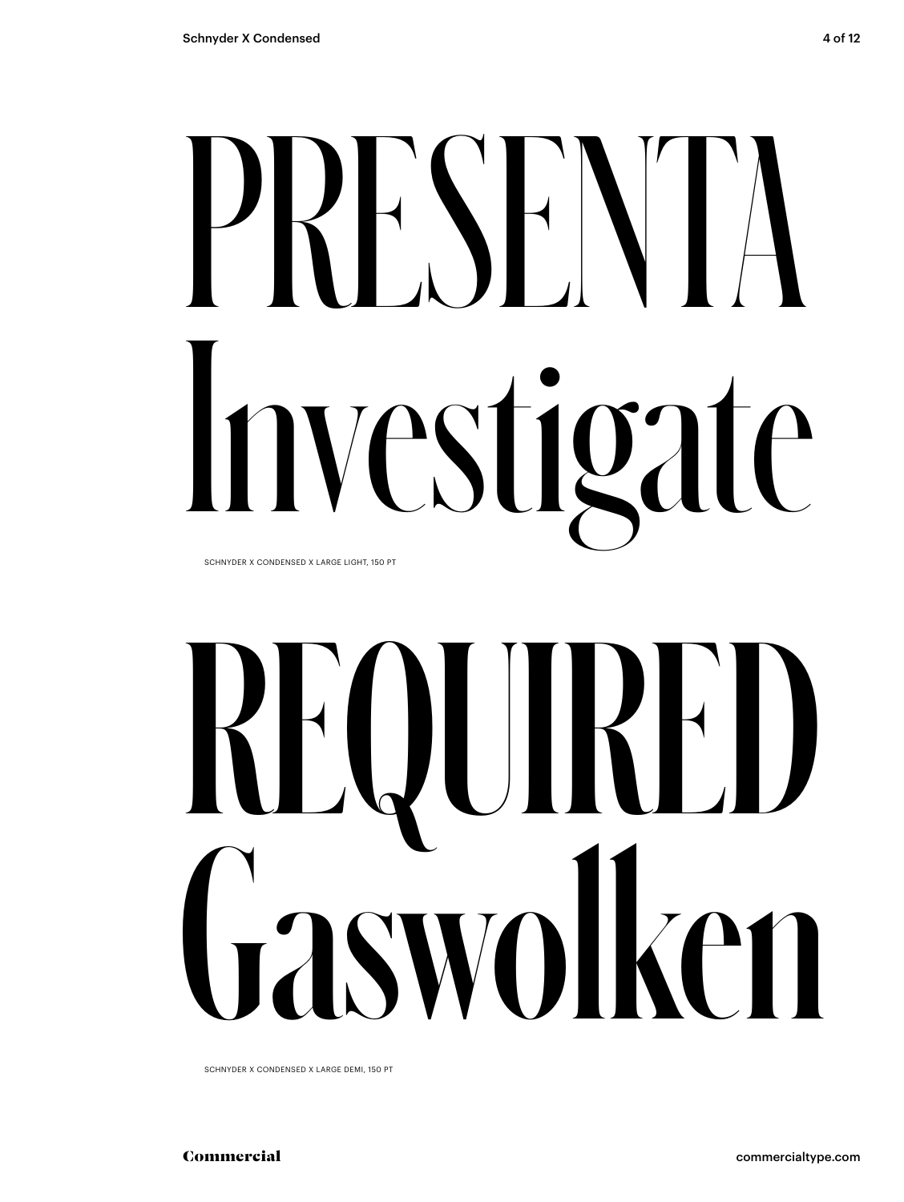PRESENTA
Investigate

SCHNYDER X CONDENSED X LARGE LIGHT, 150 PT

REQUIRED
Gaswolken

SCHNYDER X CONDENSED X LARGE DEMI, 150 PT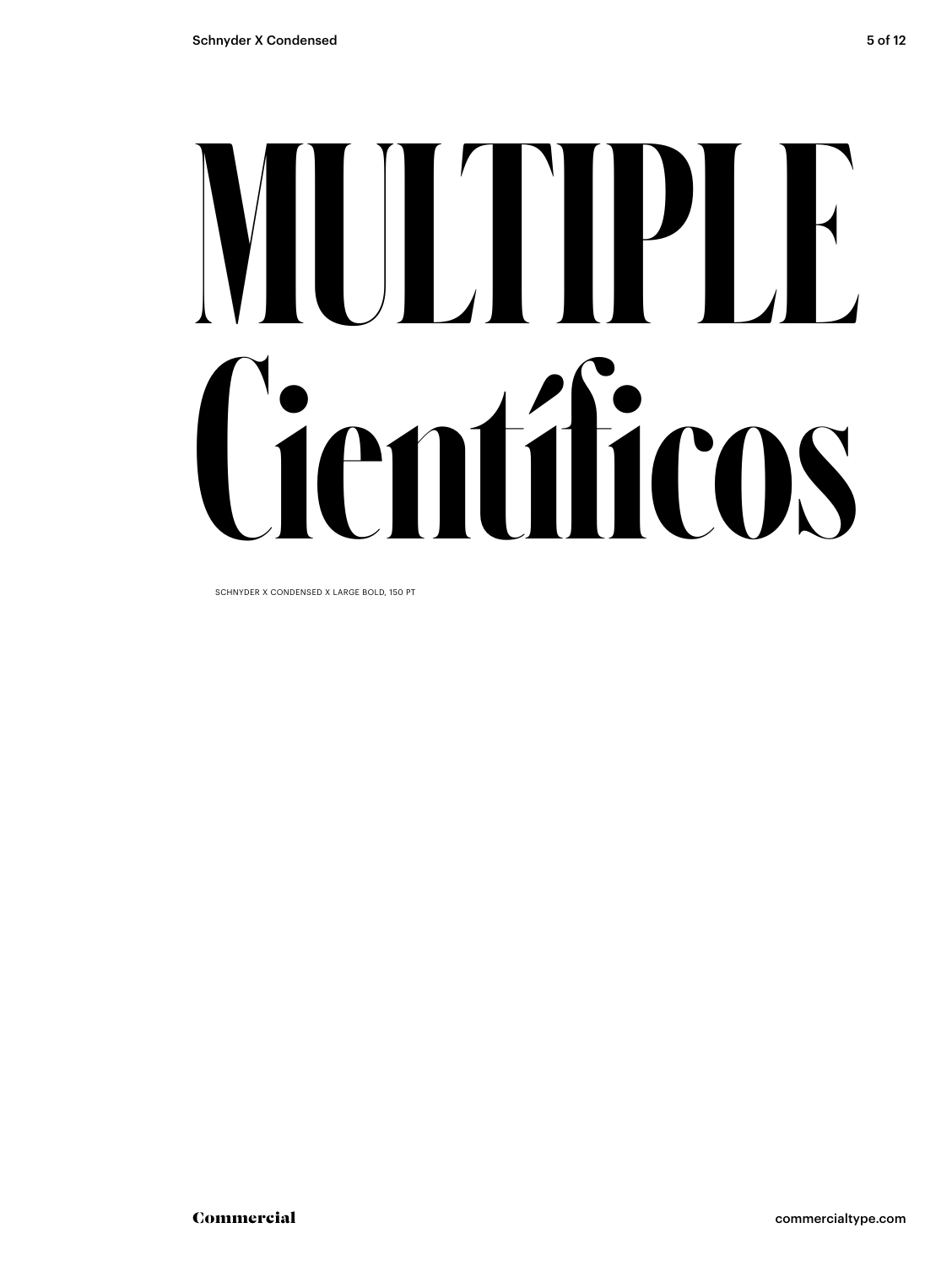# MULTIPLE Científicos

SCHNYDER X CONDENSED X LARGE BOLD, 150 PT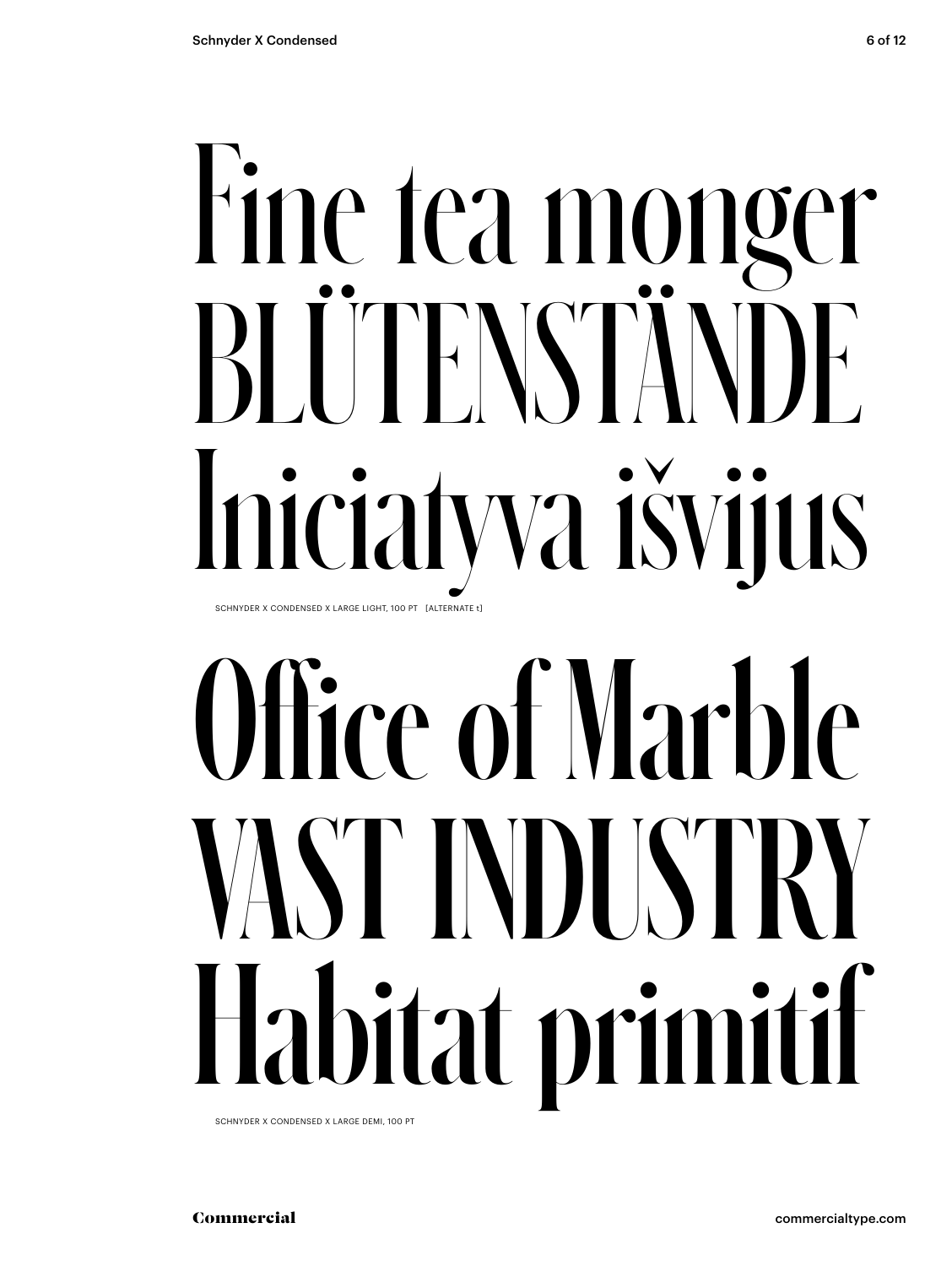Fine tea monger
BLÜTENSTÄNDE
Iniciatyva išvijus

SCHNYDER X CONDENSED X LARGE LIGHT, 100 PT [ALTERNATE t]

Office of Marble
VAST INDUSTRY
Habitat primitif

SCHNYDER X CONDENSED X LARGE DEMI, 100 PT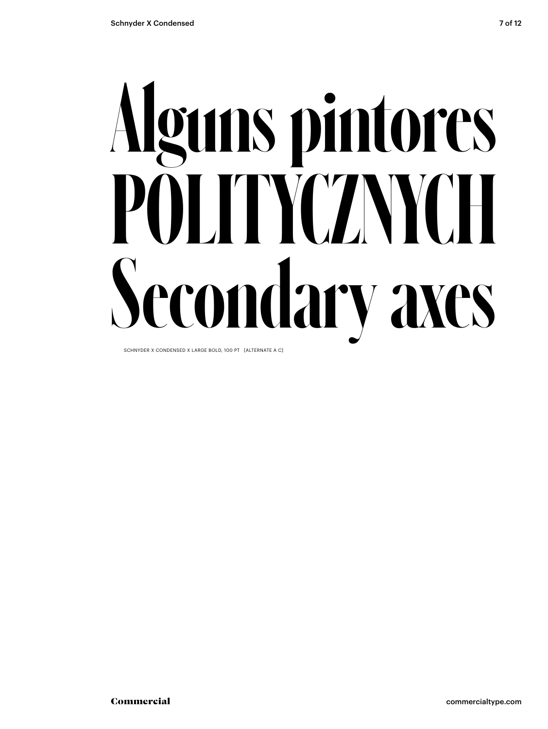# Alguns pintores POLITYCZNYCH Secondary axes

SCHNYDER X CONDENSED X LARGE BOLD, 100 PT [ALTERNATE A C]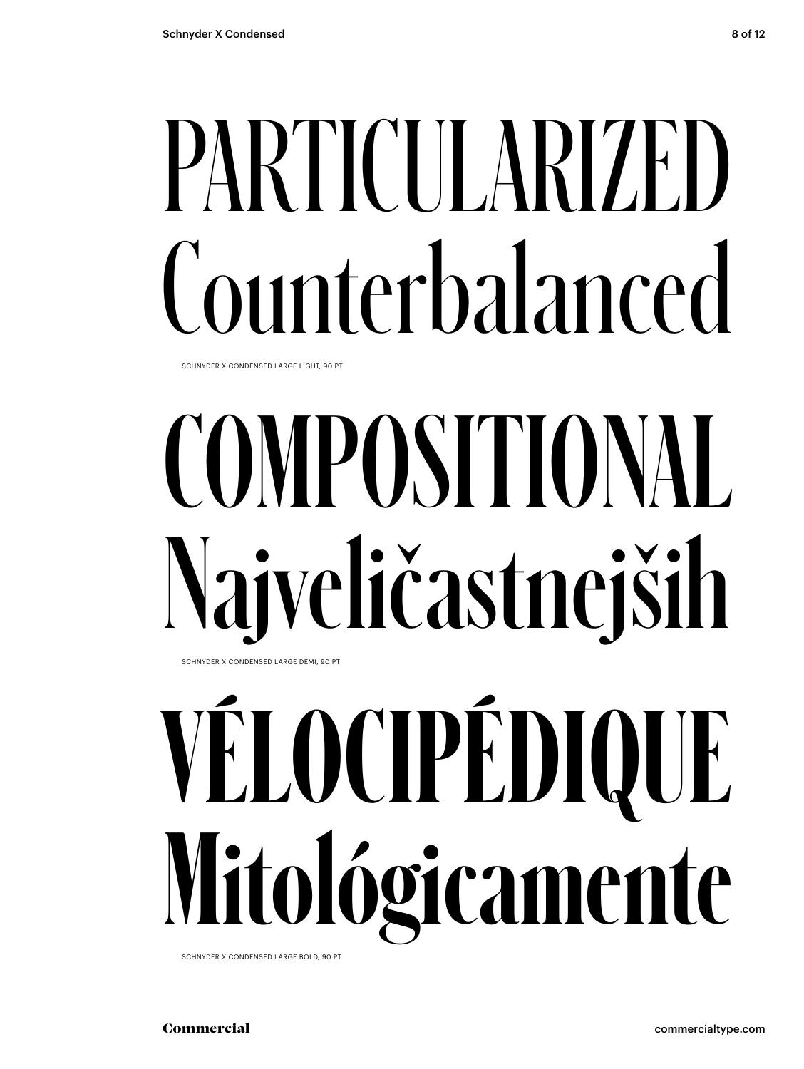# PARTICULARIZED
# Counterbalanced

SCHNYDER X CONDENSED LARGE LIGHT, 90 PT

# COMPOSITIONAL
# Najveličastnejših

SCHNYDER X CONDENSED LARGE DEMI, 90 PT

# VÉLOCIPÉDIQUE
# Mitológicamente

SCHNYDER X CONDENSED LARGE BOLD, 90 PT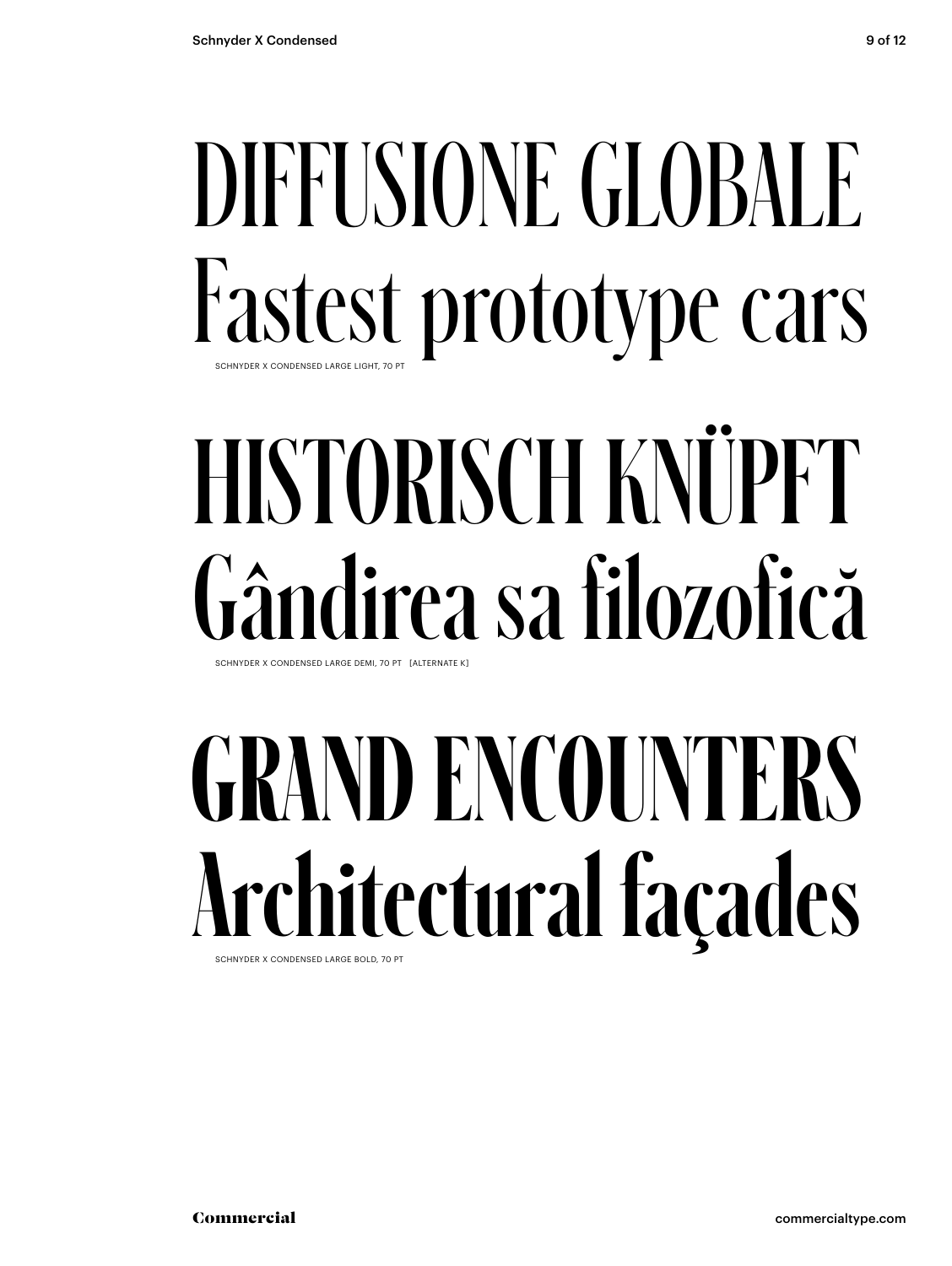DIFFUSIONE GLOBALE
Fastest prototype cars

SCHNYDER X CONDENSED LARGE LIGHT, 70 PT

HISTORISCH KNÜPFT
Gândirea sa filozofică

SCHNYDER X CONDENSED LARGE DEMI, 70 PT [ALTERNATE K]

**GRAND ENCOUNTERS**
**Architectural façades**

SCHNYDER X CONDENSED LARGE BOLD, 70 PT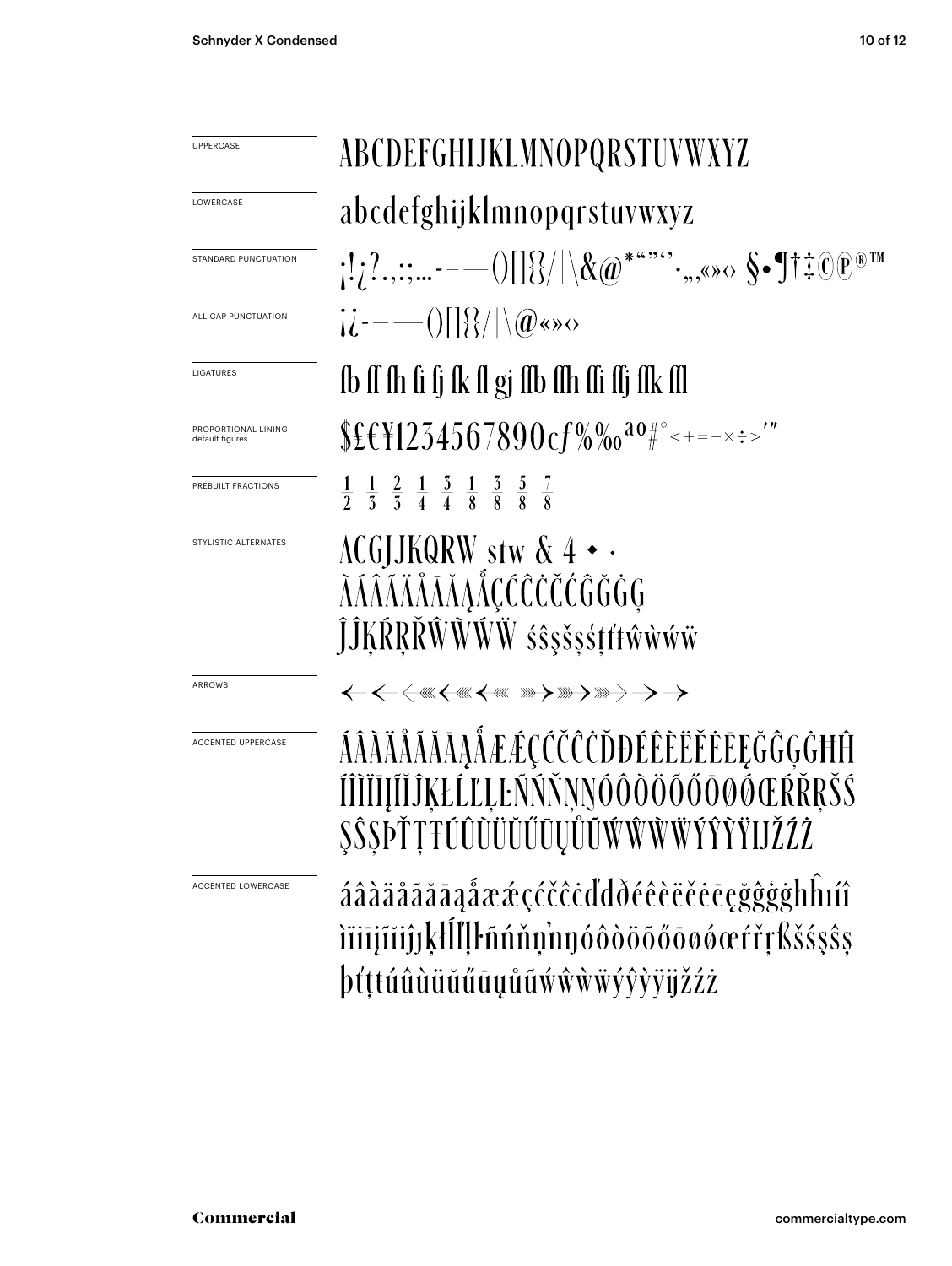UPPERCASE

ABCDEFGHIJKLMNOPQRSTUVWXYZ

LOWERCASE

abcdefghijklmnopqrstuvwxyz

STANDARD PUNCTUATION

¡!¿?.,:;…-–—()[]{}/|\&@*"“”‘’·„‚«»‹› §•¶†‡©℗®™

ALL CAP PUNCTUATION

¡¿-–—()[]{}/|\@«»‹›

LIGATURES

fb ff fh fi fj fk fl gj ffb ffh ffi ffj ffk ffl

PROPORTIONAL LINING
default figures

$£€¥1234567890¢ƒ%‰ªº#°<+=−×÷>′″

PREBUILT FRACTIONS

½ ⅓ ⅔ ¼ ¾ ⅛ ⅜ ⅝ ⅞

STYLISTIC ALTERNATES

ACGJJKQRW stw & 4 • ·
ÀÁÂÃÄÅĀĂĄǺÇĆĈČĊĆĜĞĠĢ
ĴĴĶŔŖŘŴẀẂẄ śŝşšșśţťŧŵẁẃẅ

ARROWS

← ← ← ⋘ ← ⋘ ← ⋘ ⋙ → ⋙ → ⋙ → → →

ACCENTED UPPERCASE

ÁÂÀÄÅÃĂĀĄǺÆǼÇĆČĈĊĎĐÉÊÈËĔĖĒĘĞĜĢĠĦĤ
ÍÎÌÏĪĮĨĬĴĶŁĹĽĻĿÑŃŇŅŊÓÔÒÖÕŐŌØǾŒŔŘŖŠŚ
ŞŜȘÞŤŢŦÚÛÙÜŬŰŪŲŮŨẂŴẀẄÝŶỲŸĲŽŹŻ

ACCENTED LOWERCASE

áâàäåãăāąǻæǽçćčĉċďđðéêèëĕėēęğĝģġħĥıíî
ìïīįĩĭĳȷķłĺľļŀñńňņŉŋóôòöõőōøǿœŕřŗßšśşŝș
þťţŧúûùüŭűūųůũẃŵẁẅýŷỳÿĳžźż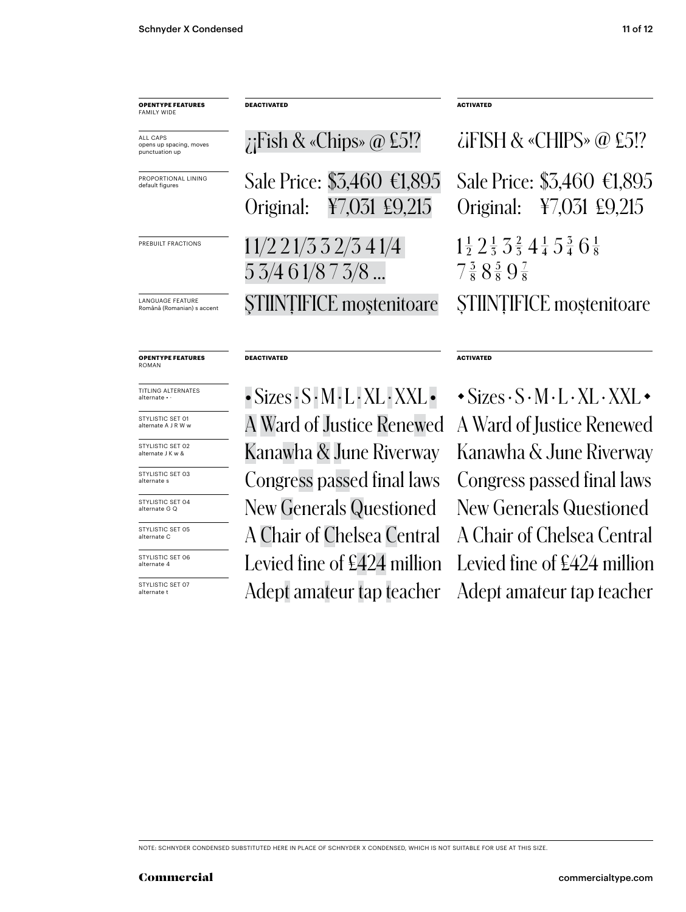| OPENTYPE FEATURES FAMILY WIDE | DEACTIVATED | ACTIVATED |
|---|---|---|
| ALL CAPS opens up spacing, moves punctuation up | ¿¡Fish & «Chips» @ £5!? | ¿¡FISH & «CHIPS» @ £5!? |
| PROPORTIONAL LINING default figures | Sale Price: $3,460 €1,895 Original: ¥7,031 £9,215 | Sale Price: $3,460 €1,895 Original: ¥7,031 £9,215 |
| PREBUILT FRACTIONS | 1 1/2 2 1/3 3 2/3 4 1/4 5 3/4 6 1/8 7 3/8 ... | 1½ 2⅓ 3⅔ 4¼ 5¾ 6⅛ 7⅜ 8⅝ 9⅞ |
| LANGUAGE FEATURE Română (Romanian) s accent | ŞTIINŢIFICE moştenitoare | ȘTIINȚIFICE moștenitoare |

| OPENTYPE FEATURES ROMAN | DEACTIVATED | ACTIVATED |
|---|---|---|
| TITLING ALTERNATES alternate • · | • Sizes · S · M · L · XL · XXL • | ⬩ Sizes · S · M · L · XL · XXL ⬩ |
| STYLISTIC SET 01 alternate A J R W w | A Ward of Justice Renewed | A Ward of Justice Renewed |
| STYLISTIC SET 02 alternate J K w & | Kanawha & June Riverway | Kanawha & June Riverway |
| STYLISTIC SET 03 alternate s | Congress passed final laws | Congress passed final laws |
| STYLISTIC SET 04 alternate G Q | New Generals Questioned | New Generals Questioned |
| STYLISTIC SET 05 alternate C | A Chair of Chelsea Central | A Chair of Chelsea Central |
| STYLISTIC SET 06 alternate 4 | Levied fine of £424 million | Levied fine of £424 million |
| STYLISTIC SET 07 alternate t | Adept amateur tap teacher | Adept amateur tap teacher |

NOTE: SCHNYDER CONDENSED SUBSTITUTED HERE IN PLACE OF SCHNYDER X CONDENSED, WHICH IS NOT SUITABLE FOR USE AT THIS SIZE.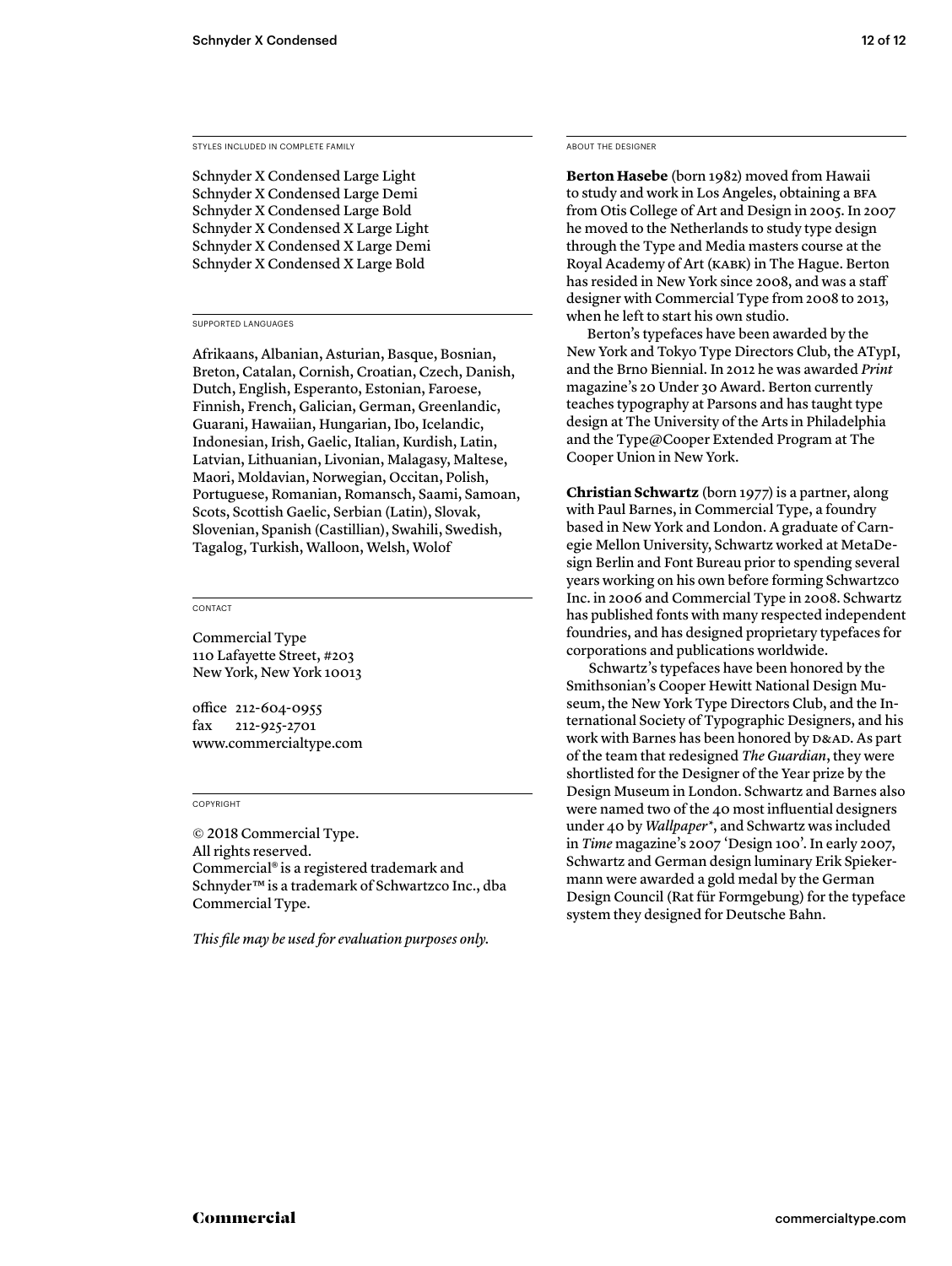## STYLES INCLUDED IN COMPLETE FAMILY

Schnyder X Condensed Large Light
Schnyder X Condensed Large Demi
Schnyder X Condensed Large Bold
Schnyder X Condensed X Large Light
Schnyder X Condensed X Large Demi
Schnyder X Condensed X Large Bold

## SUPPORTED LANGUAGES

Afrikaans, Albanian, Asturian, Basque, Bosnian, Breton, Catalan, Cornish, Croatian, Czech, Danish, Dutch, English, Esperanto, Estonian, Faroese, Finnish, French, Galician, German, Greenlandic, Guarani, Hawaiian, Hungarian, Ibo, Icelandic, Indonesian, Irish, Gaelic, Italian, Kurdish, Latin, Latvian, Lithuanian, Livonian, Malagasy, Maltese, Maori, Moldavian, Norwegian, Occitan, Polish, Portuguese, Romanian, Romansch, Saami, Samoan, Scots, Scottish Gaelic, Serbian (Latin), Slovak, Slovenian, Spanish (Castillian), Swahili, Swedish, Tagalog, Turkish, Walloon, Welsh, Wolof

## CONTACT

Commercial Type
110 Lafayette Street, #203
New York, New York 10013

office 212-604-0955
fax 212-925-2701
www.commercialtype.com

## COPYRIGHT

© 2018 Commercial Type.
All rights reserved.
Commercial® is a registered trademark and Schnyder™ is a trademark of Schwartzco Inc., dba Commercial Type.

*This file may be used for evaluation purposes only.*

## ABOUT THE DESIGNER

**Berton Hasebe** (born 1982) moved from Hawaii to study and work in Los Angeles, obtaining a BFA from Otis College of Art and Design in 2005. In 2007 he moved to the Netherlands to study type design through the Type and Media masters course at the Royal Academy of Art (KABK) in The Hague. Berton has resided in New York since 2008, and was a staff designer with Commercial Type from 2008 to 2013, when he left to start his own studio.

Berton's typefaces have been awarded by the New York and Tokyo Type Directors Club, the ATypI, and the Brno Biennial. In 2012 he was awarded *Print* magazine's 20 Under 30 Award. Berton currently teaches typography at Parsons and has taught type design at The University of the Arts in Philadelphia and the Type@Cooper Extended Program at The Cooper Union in New York.

**Christian Schwartz** (born 1977) is a partner, along with Paul Barnes, in Commercial Type, a foundry based in New York and London. A graduate of Carnegie Mellon University, Schwartz worked at MetaDesign Berlin and Font Bureau prior to spending several years working on his own before forming Schwartzco Inc. in 2006 and Commercial Type in 2008. Schwartz has published fonts with many respected independent foundries, and has designed proprietary typefaces for corporations and publications worldwide.

Schwartz's typefaces have been honored by the Smithsonian's Cooper Hewitt National Design Museum, the New York Type Directors Club, and the International Society of Typographic Designers, and his work with Barnes has been honored by D&AD. As part of the team that redesigned *The Guardian*, they were shortlisted for the Designer of the Year prize by the Design Museum in London. Schwartz and Barnes also were named two of the 40 most influential designers under 40 by *Wallpaper**, and Schwartz was included in *Time* magazine's 2007 'Design 100'. In early 2007, Schwartz and German design luminary Erik Spiekermann were awarded a gold medal by the German Design Council (Rat für Formgebung) for the typeface system they designed for Deutsche Bahn.